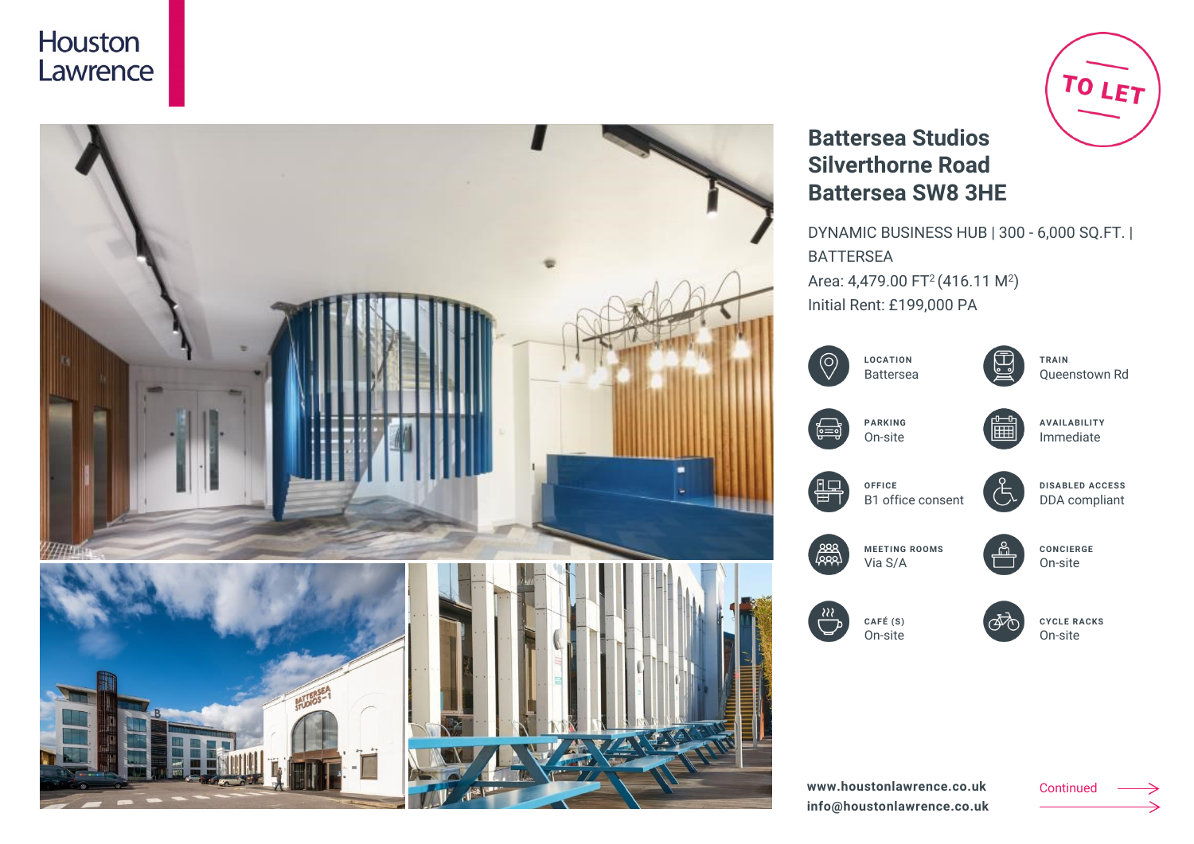Houston Lawrence

TO LET

# Battersea Studios
# Silverthorne Road
# Battersea SW8 3HE

DYNAMIC BUSINESS HUB | 300 - 6,000 SQ.FT. | BATTERSEA

Area: 4,479.00 FT$^2$ (416.11 M$^2$)

Initial Rent: £199,000 PA

| | |
|---|---|
| **LOCATION** Battersea | **TRAIN** Queenstown Rd |
| **PARKING** On-site | **AVAILABILITY** Immediate |
| **OFFICE** B1 office consent | **DISABLED ACCESS** DDA compliant |
| **MEETING ROOMS** Via S/A | **CONCIERGE** On-site |
| **CAFÉ (S)** On-site | **CYCLE RACKS** On-site |

**www.houstonlawrence.co.uk**
**info@houstonlawrence.co.uk**

Continued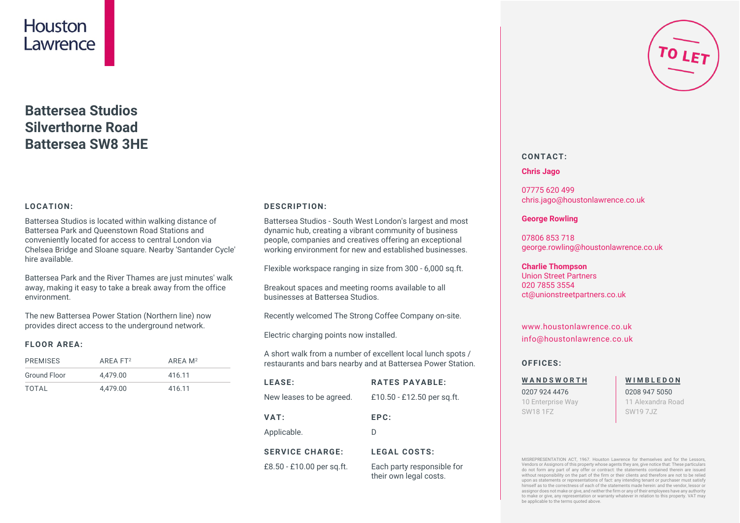Houston Lawrence

# Battersea Studios
# Silverthorne Road
# Battersea SW8 3HE

TO LET

## LOCATION:

Battersea Studios is located within walking distance of Battersea Park and Queenstown Road Stations and conveniently located for access to central London via Chelsea Bridge and Sloane square. Nearby 'Santander Cycle' hire available.

Battersea Park and the River Thames are just minutes' walk away, making it easy to take a break away from the office environment.

The new Battersea Power Station (Northern line) now provides direct access to the underground network.

## FLOOR AREA:

| PREMISES | AREA FT$^2$ | AREA M$^2$ |
|---|---|---|
| Ground Floor | 4,479.00 | 416.11 |
| TOTAL | 4,479.00 | 416.11 |

## DESCRIPTION:

Battersea Studios - South West London's largest and most dynamic hub, creating a vibrant community of business people, companies and creatives offering an exceptional working environment for new and established businesses.

Flexible workspace ranging in size from 300 - 6,000 sq.ft.

Breakout spaces and meeting rooms available to all businesses at Battersea Studios.

Recently welcomed The Strong Coffee Company on-site.

Electric charging points now installed.

A short walk from a number of excellent local lunch spots / restaurants and bars nearby and at Battersea Power Station.

## LEASE:

New leases to be agreed.

## RATES PAYABLE:

£10.50 - £12.50 per sq.ft.

## VAT:

Applicable.

## EPC:

D

## SERVICE CHARGE:

£8.50 - £10.00 per sq.ft.

## LEGAL COSTS:

Each party responsible for their own legal costs.

## CONTACT:

**Chris Jago**

07775 620 499
chris.jago@houstonlawrence.co.uk

**George Rowling**

07806 853 718
george.rowling@houstonlawrence.co.uk

**Charlie Thompson**
Union Street Partners
020 7855 3554
ct@unionstreetpartners.co.uk

www.houstonlawrence.co.uk
info@houstonlawrence.co.uk

## OFFICES:

**WANDSWORTH**
0207 924 4476
10 Enterprise Way
SW18 1FZ

**WIMBLEDON**
0208 947 5050
11 Alexandra Road
SW19 7JZ

MISREPRESENTATION ACT, 1967. Houston Lawrence for themselves and for the Lessors, Vendors or Assignors of this property whose agents they are, give notice that: These particulars do not form any part of any offer or contract: the statements contained therein are issued without responsibility on the part of the firm or their clients and therefore are not to be relied upon as statements or representations of fact: any intending tenant or purchaser must satisfy himself as to the correctness of each of the statements made herein: and the vendor, lessor or assignor does not make or give, and neither the firm or any of their employees have any authority to make or give, any representation or warranty whatever in relation to this property. VAT may be applicable to the terms quoted above.